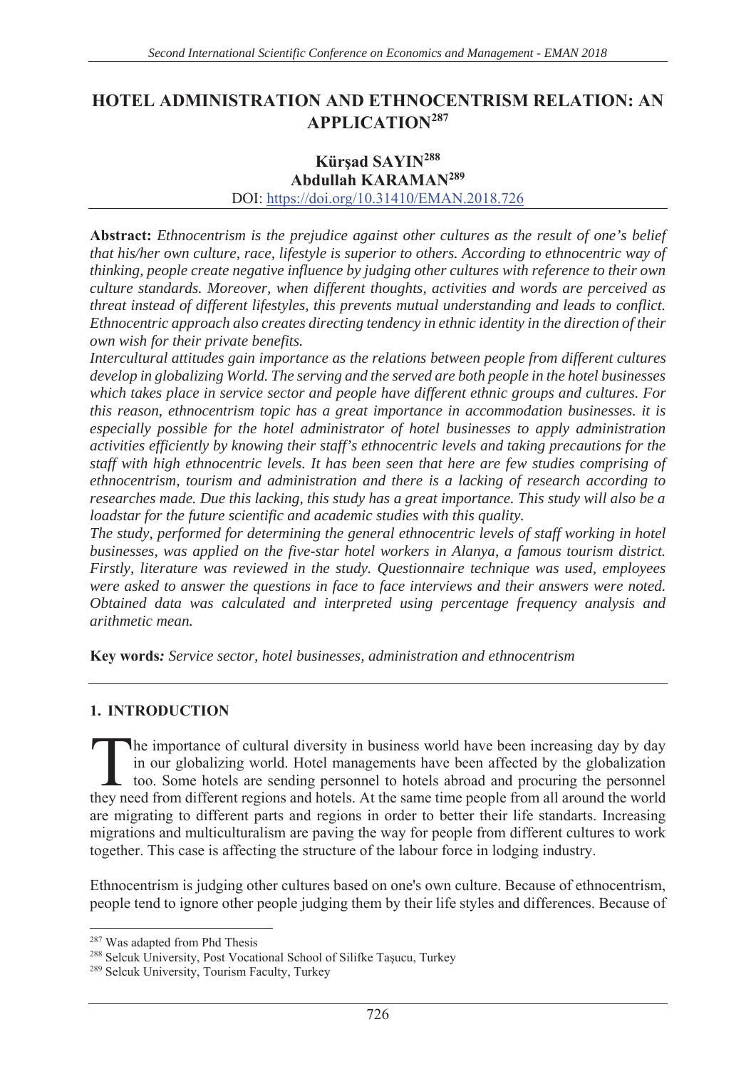# HOTEL ADMINISTRATION AND ETHNOCENTRISM RELATION: AN APPLICATION[287]

**Kürşad SAYIN[288]**
**Abdullah KARAMAN[289]**
DOI: https://doi.org/10.31410/EMAN.2018.726

**Abstract:** *Ethnocentrism is the prejudice against other cultures as the result of one's belief that his/her own culture, race, lifestyle is superior to others. According to ethnocentric way of thinking, people create negative influence by judging other cultures with reference to their own culture standards. Moreover, when different thoughts, activities and words are perceived as threat instead of different lifestyles, this prevents mutual understanding and leads to conflict. Ethnocentric approach also creates directing tendency in ethnic identity in the direction of their own wish for their private benefits.*

*Intercultural attitudes gain importance as the relations between people from different cultures develop in globalizing World. The serving and the served are both people in the hotel businesses which takes place in service sector and people have different ethnic groups and cultures. For this reason, ethnocentrism topic has a great importance in accommodation businesses. it is especially possible for the hotel administrator of hotel businesses to apply administration activities efficiently by knowing their staff's ethnocentric levels and taking precautions for the staff with high ethnocentric levels. It has been seen that here are few studies comprising of ethnocentrism, tourism and administration and there is a lacking of research according to researches made. Due this lacking, this study has a great importance. This study will also be a loadstar for the future scientific and academic studies with this quality.*

*The study, performed for determining the general ethnocentric levels of staff working in hotel businesses, was applied on the five-star hotel workers in Alanya, a famous tourism district. Firstly, literature was reviewed in the study. Questionnaire technique was used, employees were asked to answer the questions in face to face interviews and their answers were noted. Obtained data was calculated and interpreted using percentage frequency analysis and arithmetic mean.*

**Key words***: Service sector, hotel businesses, administration and ethnocentrism*

## 1. INTRODUCTION

The importance of cultural diversity in business world have been increasing day by day in our globalizing world. Hotel managements have been affected by the globalization too. Some hotels are sending personnel to hotels abroad and procuring the personnel they need from different regions and hotels. At the same time people from all around the world are migrating to different parts and regions in order to better their life standarts. Increasing migrations and multiculturalism are paving the way for people from different cultures to work together. This case is affecting the structure of the labour force in lodging industry.

Ethnocentrism is judging other cultures based on one's own culture. Because of ethnocentrism, people tend to ignore other people judging them by their life styles and differences. Because of

[287] Was adapted from Phd Thesis
[288] Selcuk University, Post Vocational School of Silifke Taşucu, Turkey
[289] Selcuk University, Tourism Faculty, Turkey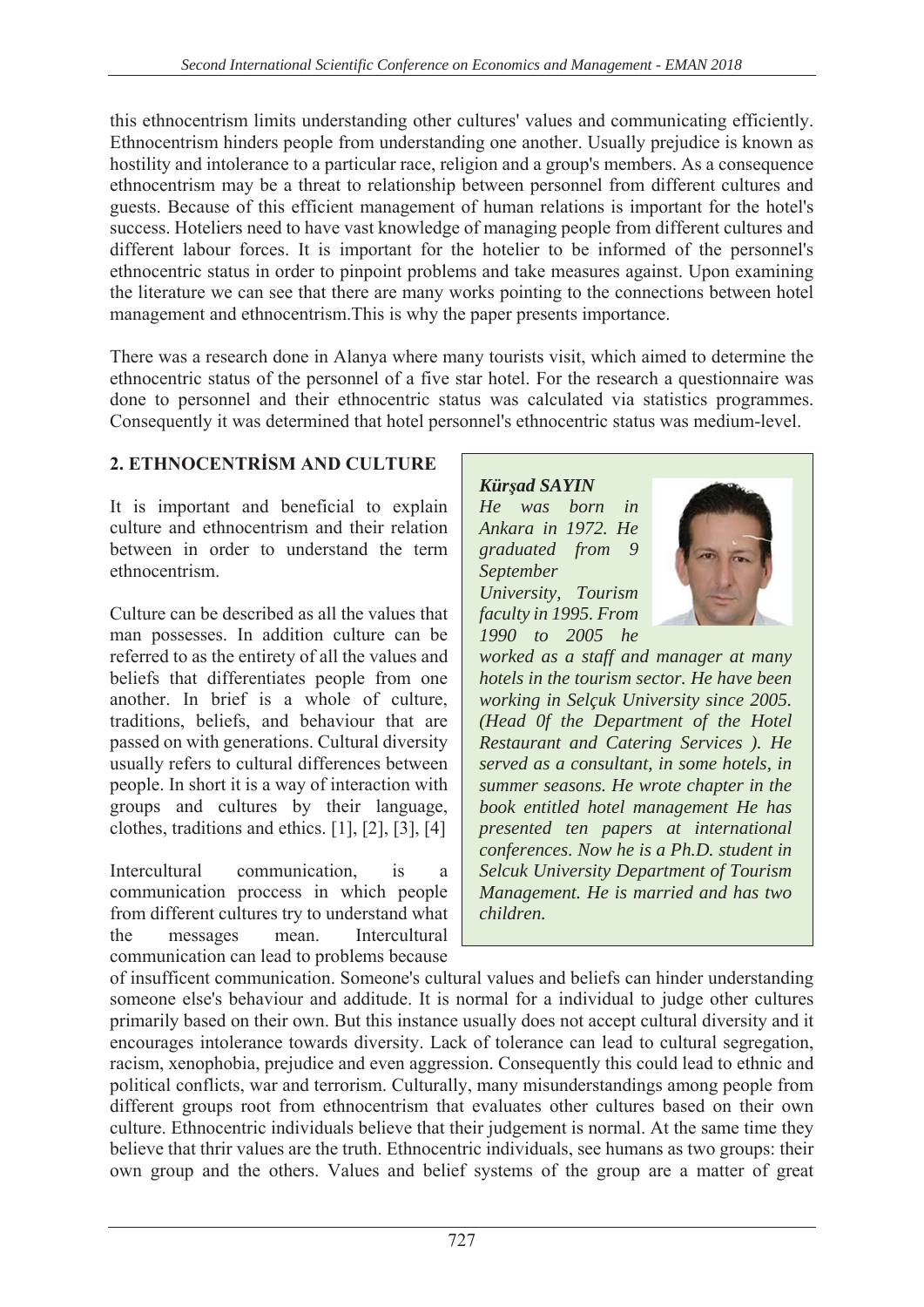this ethnocentrism limits understanding other cultures' values and communicating efficiently. Ethnocentrism hinders people from understanding one another. Usually prejudice is known as hostility and intolerance to a particular race, religion and a group's members. As a consequence ethnocentrism may be a threat to relationship between personnel from different cultures and guests. Because of this efficient management of human relations is important for the hotel's success. Hoteliers need to have vast knowledge of managing people from different cultures and different labour forces. It is important for the hotelier to be informed of the personnel's ethnocentric status in order to pinpoint problems and take measures against. Upon examining the literature we can see that there are many works pointing to the connections between hotel management and ethnocentrism.This is why the paper presents importance.

There was a research done in Alanya where many tourists visit, which aimed to determine the ethnocentric status of the personnel of a five star hotel. For the research a questionnaire was done to personnel and their ethnocentric status was calculated via statistics programmes. Consequently it was determined that hotel personnel's ethnocentric status was medium-level.

## 2. ETHNOCENTRİSM AND CULTURE

It is important and beneficial to explain culture and ethnocentrism and their relation between in order to understand the term ethnocentrism.

Culture can be described as all the values that man possesses. In addition culture can be referred to as the entirety of all the values and beliefs that differentiates people from one another. In brief is a whole of culture, traditions, beliefs, and behaviour that are passed on with generations. Cultural diversity usually refers to cultural differences between people. In short it is a way of interaction with groups and cultures by their language, clothes, traditions and ethics. [1], [2], [3], [4]

Intercultural communication, is a communication proccess in which people from different cultures try to understand what the messages mean. Intercultural communication can lead to problems because of insufficent communication. Someone's cultural values and beliefs can hinder understanding someone else's behaviour and additude. It is normal for a individual to judge other cultures primarily based on their own. But this instance usually does not accept cultural diversity and it encourages intolerance towards diversity. Lack of tolerance can lead to cultural segregation, racism, xenophobia, prejudice and even aggression. Consequently this could lead to ethnic and political conflicts, war and terrorism. Culturally, many misunderstandings among people from different groups root from ethnocentrism that evaluates other cultures based on their own culture. Ethnocentric individuals believe that their judgement is normal. At the same time they believe that thrir values are the truth. Ethnocentric individuals, see humans as two groups: their own group and the others. Values and belief systems of the group are a matter of great

***Kürşad SAYIN***
*He was born in Ankara in 1972. He graduated from 9 September University, Tourism faculty in 1995. From 1990 to 2005 he worked as a staff and manager at many hotels in the tourism sector. He have been working in Selçuk University since 2005. (Head 0f the Department of the Hotel Restaurant and Catering Services ). He served as a consultant, in some hotels, in summer seasons. He wrote chapter in the book entitled hotel management He has presented ten papers at international conferences. Now he is a Ph.D. student in Selcuk University Department of Tourism Management. He is married and has two children.*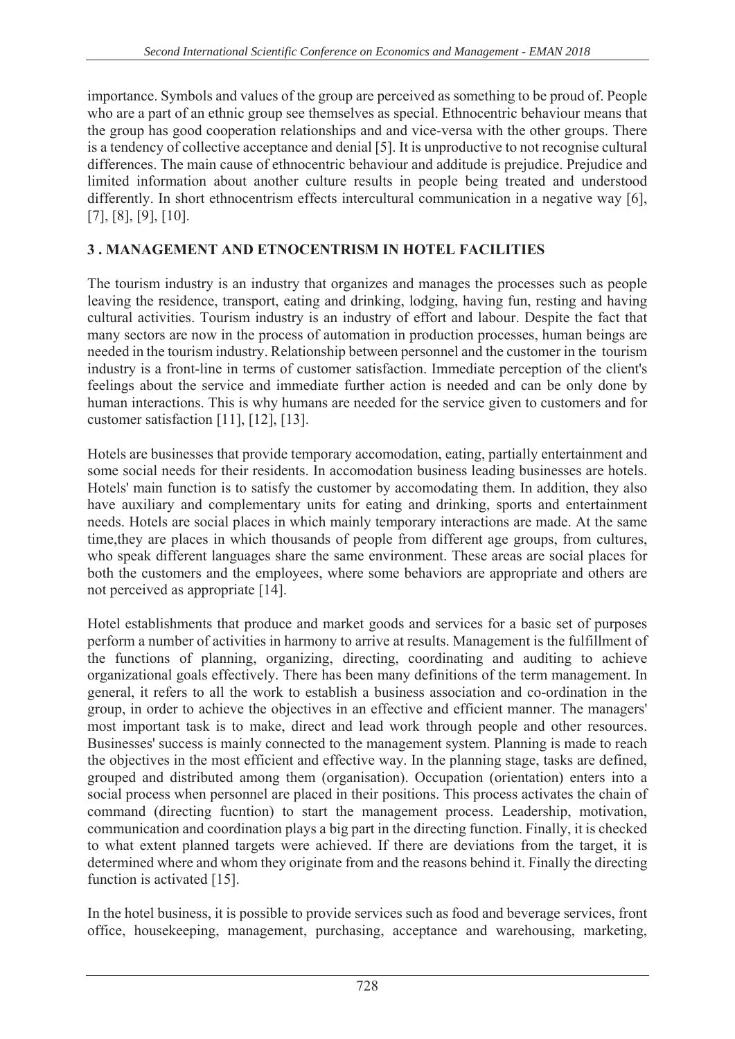importance. Symbols and values of the group are perceived as something to be proud of. People who are a part of an ethnic group see themselves as special. Ethnocentric behaviour means that the group has good cooperation relationships and and vice-versa with the other groups. There is a tendency of collective acceptance and denial [5]. It is unproductive to not recognise cultural differences. The main cause of ethnocentric behaviour and additude is prejudice. Prejudice and limited information about another culture results in people being treated and understood differently. In short ethnocentrism effects intercultural communication in a negative way [6], [7], [8], [9], [10].

## 3 . MANAGEMENT AND ETNOCENTRISM IN HOTEL FACILITIES

The tourism industry is an industry that organizes and manages the processes such as people leaving the residence, transport, eating and drinking, lodging, having fun, resting and having cultural activities. Tourism industry is an industry of effort and labour. Despite the fact that many sectors are now in the process of automation in production processes, human beings are needed in the tourism industry. Relationship between personnel and the customer in the tourism industry is a front-line in terms of customer satisfaction. Immediate perception of the client's feelings about the service and immediate further action is needed and can be only done by human interactions. This is why humans are needed for the service given to customers and for customer satisfaction [11], [12], [13].

Hotels are businesses that provide temporary accomodation, eating, partially entertainment and some social needs for their residents. In accomodation business leading businesses are hotels. Hotels' main function is to satisfy the customer by accomodating them. In addition, they also have auxiliary and complementary units for eating and drinking, sports and entertainment needs. Hotels are social places in which mainly temporary interactions are made. At the same time,they are places in which thousands of people from different age groups, from cultures, who speak different languages share the same environment. These areas are social places for both the customers and the employees, where some behaviors are appropriate and others are not perceived as appropriate [14].

Hotel establishments that produce and market goods and services for a basic set of purposes perform a number of activities in harmony to arrive at results. Management is the fulfillment of the functions of planning, organizing, directing, coordinating and auditing to achieve organizational goals effectively. There has been many definitions of the term management. In general, it refers to all the work to establish a business association and co-ordination in the group, in order to achieve the objectives in an effective and efficient manner. The managers' most important task is to make, direct and lead work through people and other resources. Businesses' success is mainly connected to the management system. Planning is made to reach the objectives in the most efficient and effective way. In the planning stage, tasks are defined, grouped and distributed among them (organisation). Occupation (orientation) enters into a social process when personnel are placed in their positions. This process activates the chain of command (directing fucntion) to start the management process. Leadership, motivation, communication and coordination plays a big part in the directing function. Finally, it is checked to what extent planned targets were achieved. If there are deviations from the target, it is determined where and whom they originate from and the reasons behind it. Finally the directing function is activated [15].

In the hotel business, it is possible to provide services such as food and beverage services, front office, housekeeping, management, purchasing, acceptance and warehousing, marketing,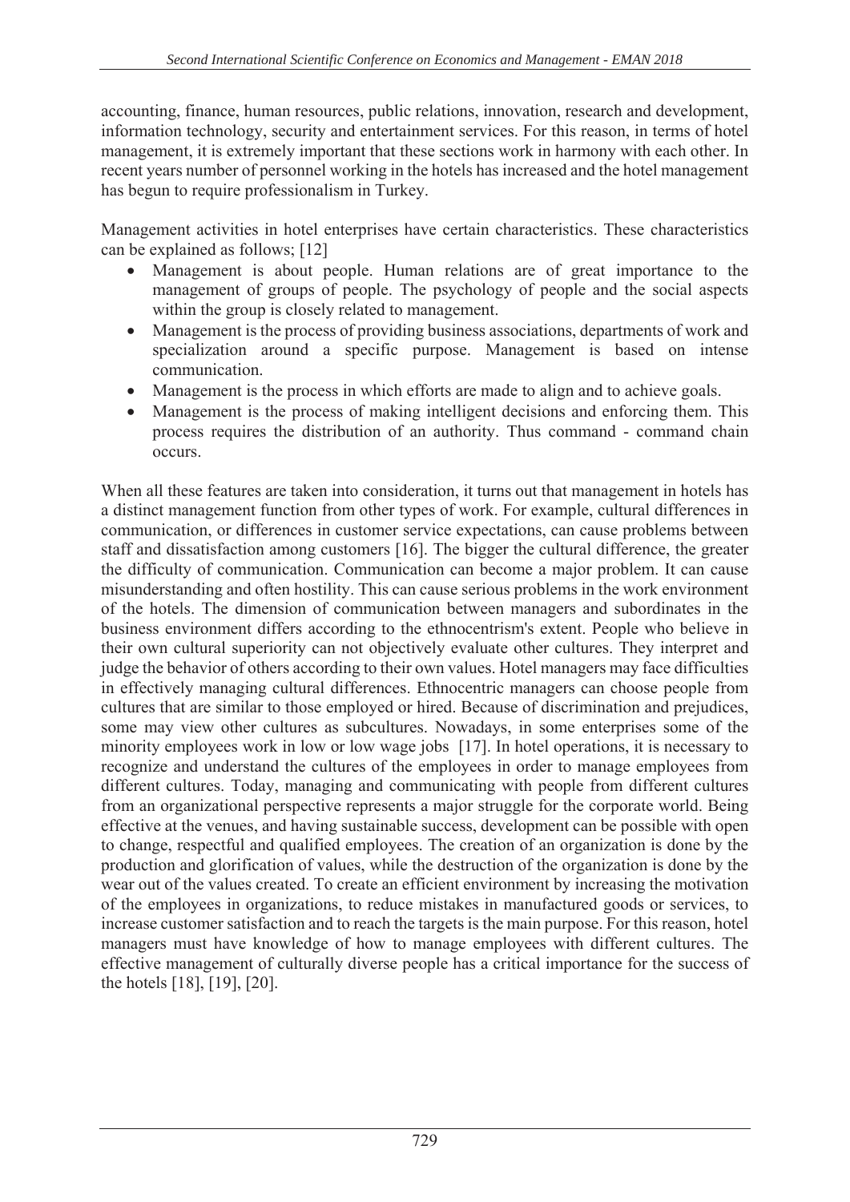accounting, finance, human resources, public relations, innovation, research and development, information technology, security and entertainment services. For this reason, in terms of hotel management, it is extremely important that these sections work in harmony with each other. In recent years number of personnel working in the hotels has increased and the hotel management has begun to require professionalism in Turkey.

Management activities in hotel enterprises have certain characteristics. These characteristics can be explained as follows; [12]

- Management is about people. Human relations are of great importance to the management of groups of people. The psychology of people and the social aspects within the group is closely related to management.
- Management is the process of providing business associations, departments of work and specialization around a specific purpose. Management is based on intense communication.
- Management is the process in which efforts are made to align and to achieve goals.
- Management is the process of making intelligent decisions and enforcing them. This process requires the distribution of an authority. Thus command - command chain occurs.

When all these features are taken into consideration, it turns out that management in hotels has a distinct management function from other types of work. For example, cultural differences in communication, or differences in customer service expectations, can cause problems between staff and dissatisfaction among customers [16]. The bigger the cultural difference, the greater the difficulty of communication. Communication can become a major problem. It can cause misunderstanding and often hostility. This can cause serious problems in the work environment of the hotels. The dimension of communication between managers and subordinates in the business environment differs according to the ethnocentrism's extent. People who believe in their own cultural superiority can not objectively evaluate other cultures. They interpret and judge the behavior of others according to their own values. Hotel managers may face difficulties in effectively managing cultural differences. Ethnocentric managers can choose people from cultures that are similar to those employed or hired. Because of discrimination and prejudices, some may view other cultures as subcultures. Nowadays, in some enterprises some of the minority employees work in low or low wage jobs [17]. In hotel operations, it is necessary to recognize and understand the cultures of the employees in order to manage employees from different cultures. Today, managing and communicating with people from different cultures from an organizational perspective represents a major struggle for the corporate world. Being effective at the venues, and having sustainable success, development can be possible with open to change, respectful and qualified employees. The creation of an organization is done by the production and glorification of values, while the destruction of the organization is done by the wear out of the values created. To create an efficient environment by increasing the motivation of the employees in organizations, to reduce mistakes in manufactured goods or services, to increase customer satisfaction and to reach the targets is the main purpose. For this reason, hotel managers must have knowledge of how to manage employees with different cultures. The effective management of culturally diverse people has a critical importance for the success of the hotels [18], [19], [20].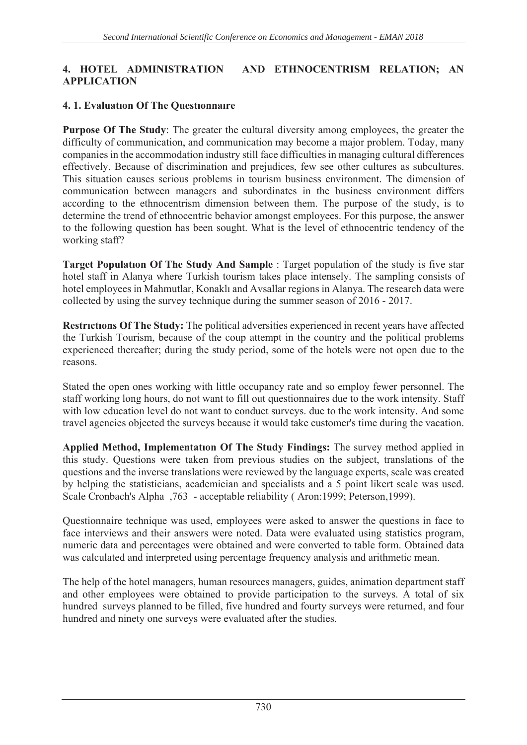## 4. HOTEL ADMINISTRATION AND ETHNOCENTRISM RELATION; AN APPLICATION

### 4. 1. Evaluatıon Of The Questıonnaıre

**Purpose Of The Study**: The greater the cultural diversity among employees, the greater the difficulty of communication, and communication may become a major problem. Today, many companies in the accommodation industry still face difficulties in managing cultural differences effectively. Because of discrimination and prejudices, few see other cultures as subcultures. This situation causes serious problems in tourism business environment. The dimension of communication between managers and subordinates in the business environment differs according to the ethnocentrism dimension between them. The purpose of the study, is to determine the trend of ethnocentric behavior amongst employees. For this purpose, the answer to the following question has been sought. What is the level of ethnocentric tendency of the working staff?

**Target Populatıon Of The Study And Sample** : Target population of the study is five star hotel staff in Alanya where Turkish tourism takes place intensely. The sampling consists of hotel employees in Mahmutlar, Konaklı and Avsallar regions in Alanya. The research data were collected by using the survey technique during the summer season of 2016 - 2017.

**Restrıctıons Of The Study:** The political adversities experienced in recent years have affected the Turkish Tourism, because of the coup attempt in the country and the political problems experienced thereafter; during the study period, some of the hotels were not open due to the reasons.

Stated the open ones working with little occupancy rate and so employ fewer personnel. The staff working long hours, do not want to fill out questionnaires due to the work intensity. Staff with low education level do not want to conduct surveys. due to the work intensity. And some travel agencies objected the surveys because it would take customer's time during the vacation.

**Applied Method, Implementatıon Of The Study Findings:** The survey method applied in this study. Questions were taken from previous studies on the subject, translations of the questions and the inverse translations were reviewed by the language experts, scale was created by helping the statisticians, academician and specialists and a 5 point likert scale was used. Scale Cronbach's Alpha ,763 - acceptable reliability ( Aron:1999; Peterson,1999).

Questionnaire technique was used, employees were asked to answer the questions in face to face interviews and their answers were noted. Data were evaluated using statistics program, numeric data and percentages were obtained and were converted to table form. Obtained data was calculated and interpreted using percentage frequency analysis and arithmetic mean.

The help of the hotel managers, human resources managers, guides, animation department staff and other employees were obtained to provide participation to the surveys. A total of six hundred surveys planned to be filled, five hundred and fourty surveys were returned, and four hundred and ninety one surveys were evaluated after the studies.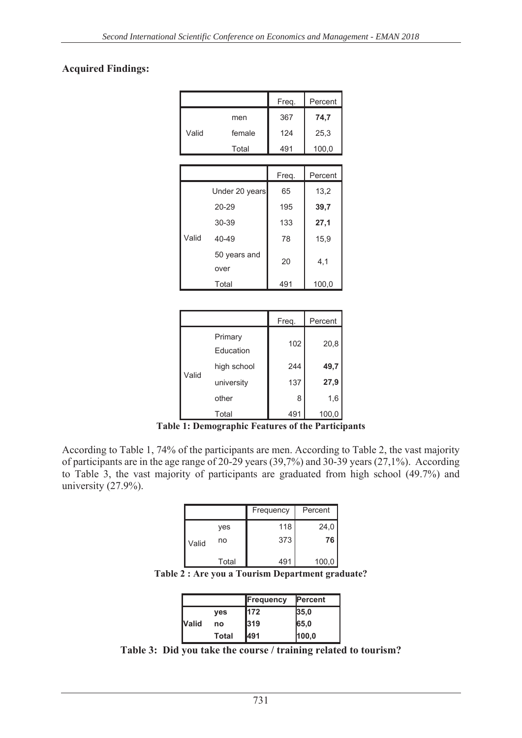**Acquired Findings:**

| | | Freq. | Percent |
|---|---|---|---|
| Valid | men | 367 | **74,7** |
| | female | 124 | 25,3 |
| | Total | 491 | 100,0 |

| | | Freq. | Percent |
|---|---|---|---|
| Valid | Under 20 years | 65 | 13,2 |
| | 20-29 | 195 | **39,7** |
| | 30-39 | 133 | **27,1** |
| | 40-49 | 78 | 15,9 |
| | 50 years and over | 20 | 4,1 |
| | Total | 491 | 100,0 |

| | | Freq. | Percent |
|---|---|---|---|
| Valid | Primary Education | 102 | 20,8 |
| | high school | 244 | **49,7** |
| | university | 137 | **27,9** |
| | other | 8 | 1,6 |
| | Total | 491 | 100,0 |

**Table 1: Demographic Features of the Participants**

According to Table 1, 74% of the participants are men. According to Table 2, the vast majority of participants are in the age range of 20-29 years (39,7%) and 30-39 years (27,1%). According to Table 3, the vast majority of participants are graduated from high school (49.7%) and university (27.9%).

| | | Frequency | Percent |
|---|---|---|---|
| Valid | yes | 118 | 24,0 |
| | no | 373 | **76** |
| | Total | 491 | 100,0 |

**Table 2 : Are you a Tourism Department graduate?**

| | | **Frequency** | **Percent** |
|---|---|---|---|
| **Valid** | **yes** | **172** | **35,0** |
| | **no** | **319** | **65,0** |
| | **Total** | **491** | **100,0** |

**Table 3: Did you take the course / training related to tourism?**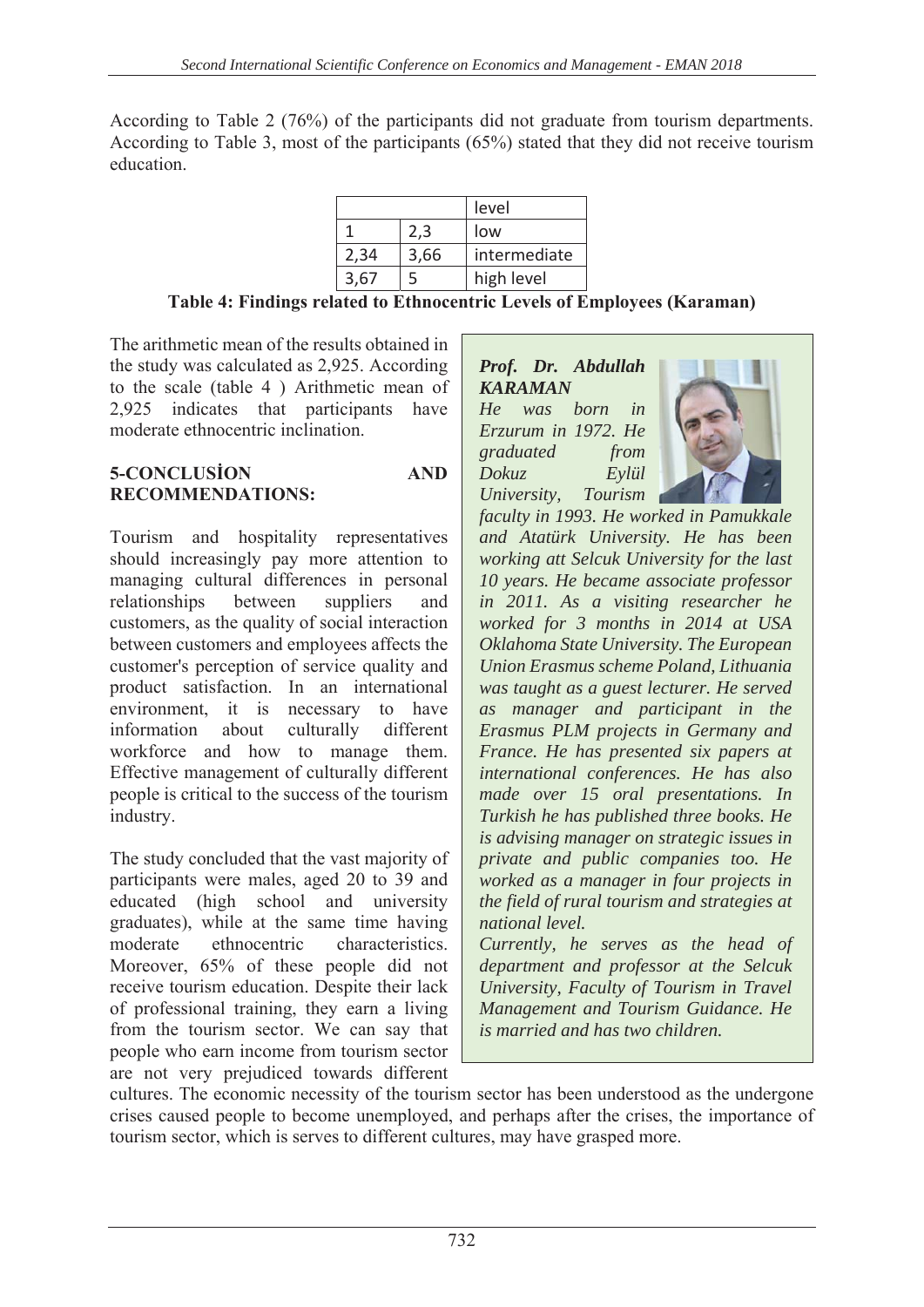According to Table 2 (76%) of the participants did not graduate from tourism departments. According to Table 3, most of the participants (65%) stated that they did not receive tourism education.

| | | level |
|---|---|---|
| 1 | 2,3 | low |
| 2,34 | 3,66 | intermediate |
| 3,67 | 5 | high level |

**Table 4: Findings related to Ethnocentric Levels of Employees (Karaman)**

The arithmetic mean of the results obtained in the study was calculated as 2,925. According to the scale (table 4 ) Arithmetic mean of 2,925 indicates that participants have moderate ethnocentric inclination.

## 5-CONCLUSİON AND RECOMMENDATIONS:

Tourism and hospitality representatives should increasingly pay more attention to managing cultural differences in personal relationships between suppliers and customers, as the quality of social interaction between customers and employees affects the customer's perception of service quality and product satisfaction. In an international environment, it is necessary to have information about culturally different workforce and how to manage them. Effective management of culturally different people is critical to the success of the tourism industry.

The study concluded that the vast majority of participants were males, aged 20 to 39 and educated (high school and university graduates), while at the same time having moderate ethnocentric characteristics. Moreover, 65% of these people did not receive tourism education. Despite their lack of professional training, they earn a living from the tourism sector. We can say that people who earn income from tourism sector are not very prejudiced towards different cultures. The economic necessity of the tourism sector has been understood as the undergone crises caused people to become unemployed, and perhaps after the crises, the importance of tourism sector, which is serves to different cultures, may have grasped more.

***Prof. Dr. Abdullah KARAMAN***

*He was born in Erzurum in 1972. He graduated from Dokuz Eylül University, Tourism faculty in 1993. He worked in Pamukkale and Atatürk University. He has been working att Selcuk University for the last 10 years. He became associate professor in 2011. As a visiting researcher he worked for 3 months in 2014 at USA Oklahoma State University. The European Union Erasmus scheme Poland, Lithuania was taught as a guest lecturer. He served as manager and participant in the Erasmus PLM projects in Germany and France. He has presented six papers at international conferences. He has also made over 15 oral presentations. In Turkish he has published three books. He is advising manager on strategic issues in private and public companies too. He worked as a manager in four projects in the field of rural tourism and strategies at national level.*

*Currently, he serves as the head of department and professor at the Selcuk University, Faculty of Tourism in Travel Management and Tourism Guidance. He is married and has two children.*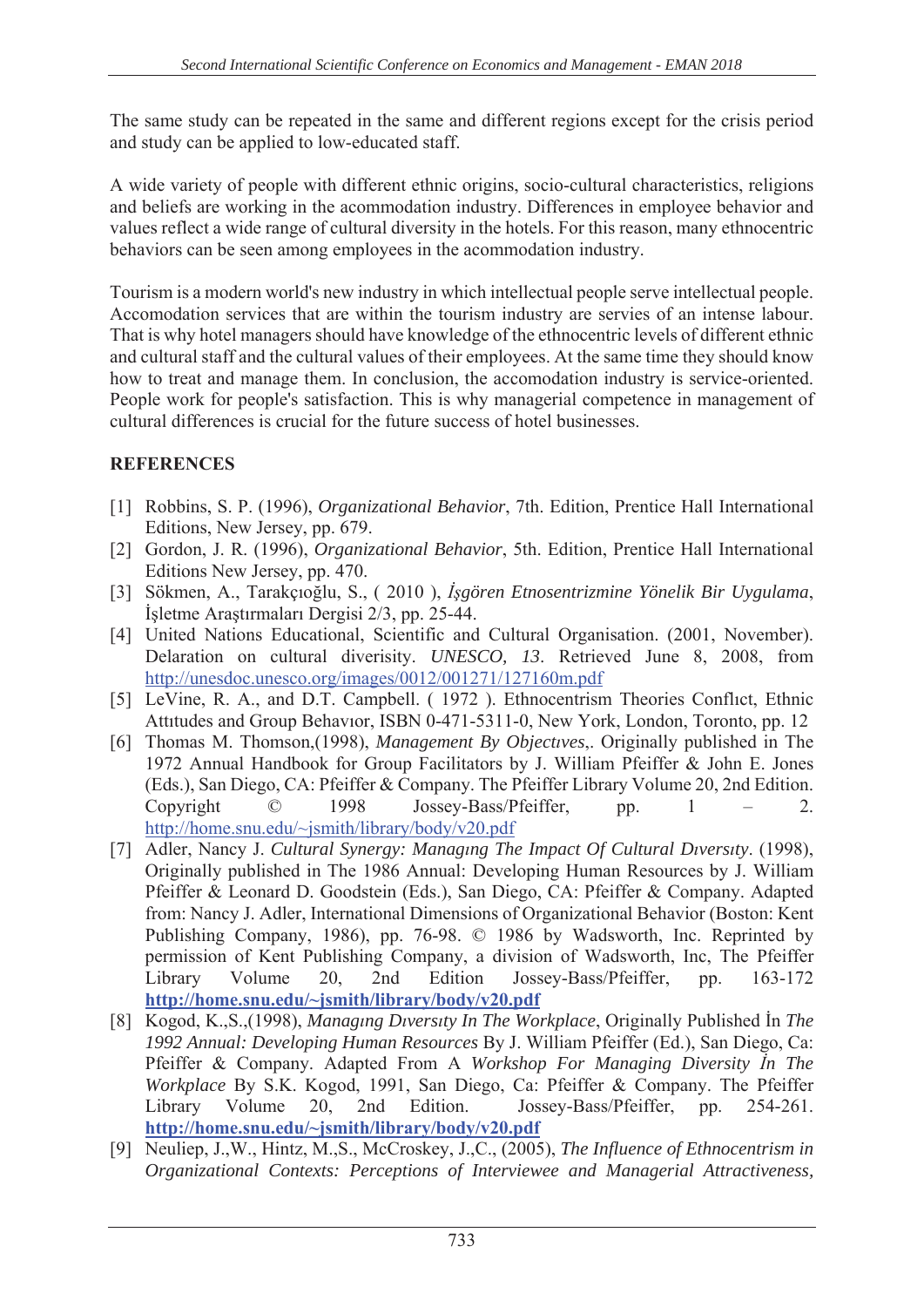The same study can be repeated in the same and different regions except for the crisis period and study can be applied to low-educated staff.

A wide variety of people with different ethnic origins, socio-cultural characteristics, religions and beliefs are working in the acommodation industry. Differences in employee behavior and values reflect a wide range of cultural diversity in the hotels. For this reason, many ethnocentric behaviors can be seen among employees in the acommodation industry.

Tourism is a modern world's new industry in which intellectual people serve intellectual people. Accomodation services that are within the tourism industry are servies of an intense labour. That is why hotel managers should have knowledge of the ethnocentric levels of different ethnic and cultural staff and the cultural values of their employees. At the same time they should know how to treat and manage them. In conclusion, the accomodation industry is service-oriented. People work for people's satisfaction. This is why managerial competence in management of cultural differences is crucial for the future success of hotel businesses.

## REFERENCES

[1] Robbins, S. P. (1996), *Organizational Behavior*, 7th. Edition, Prentice Hall International Editions, New Jersey, pp. 679.

[2] Gordon, J. R. (1996), *Organizational Behavior*, 5th. Edition, Prentice Hall International Editions New Jersey, pp. 470.

[3] Sökmen, A., Tarakçıoğlu, S., ( 2010 ), *İşgören Etnosentrizmine Yönelik Bir Uygulama*, İşletme Araştırmaları Dergisi 2/3, pp. 25-44.

[4] United Nations Educational, Scientific and Cultural Organisation. (2001, November). Delaration on cultural diveristy. *UNESCO, 13*. Retrieved June 8, 2008, from http://unesdoc.unesco.org/images/0012/001271/127160m.pdf

[5] LeVine, R. A., and D.T. Campbell. ( 1972 ). Ethnocentrism Theories Conflıct, Ethnic Attıtudes and Group Behavıor, ISBN 0-471-5311-0, New York, London, Toronto, pp. 12

[6] Thomas M. Thomson,(1998), *Management By Objectıves*,. Originally published in The 1972 Annual Handbook for Group Facilitators by J. William Pfeiffer & John E. Jones (Eds.), San Diego, CA: Pfeiffer & Company. The Pfeiffer Library Volume 20, 2nd Edition. Copyright © 1998 Jossey-Bass/Pfeiffer, pp. 1 – 2. http://home.snu.edu/~jsmith/library/body/v20.pdf

[7] Adler, Nancy J. *Cultural Synergy: Managıng The Impact Of Cultural Dıversıty*. (1998), Originally published in The 1986 Annual: Developing Human Resources by J. William Pfeiffer & Leonard D. Goodstein (Eds.), San Diego, CA: Pfeiffer & Company. Adapted from: Nancy J. Adler, International Dimensions of Organizational Behavior (Boston: Kent Publishing Company, 1986), pp. 76-98. © 1986 by Wadsworth, Inc. Reprinted by permission of Kent Publishing Company, a division of Wadsworth, Inc, The Pfeiffer Library Volume 20, 2nd Edition Jossey-Bass/Pfeiffer, pp. 163-172 **http://home.snu.edu/~jsmith/library/body/v20.pdf**

[8] Kogod, K.,S.,(1998), *Managıng Dıversıty In The Workplace*, Originally Published İn *The 1992 Annual: Developing Human Resources* By J. William Pfeiffer (Ed.), San Diego, Ca: Pfeiffer & Company. Adapted From A *Workshop For Managing Diversity İn The Workplace* By S.K. Kogod, 1991, San Diego, Ca: Pfeiffer & Company. The Pfeiffer Library Volume 20, 2nd Edition. Jossey-Bass/Pfeiffer, pp. 254-261. **http://home.snu.edu/~jsmith/library/body/v20.pdf**

[9] Neuliep, J.,W., Hintz, M.,S., McCroskey, J.,C., (2005), *The Influence of Ethnocentrism in Organizational Contexts: Perceptions of Interviewee and Managerial Attractiveness,*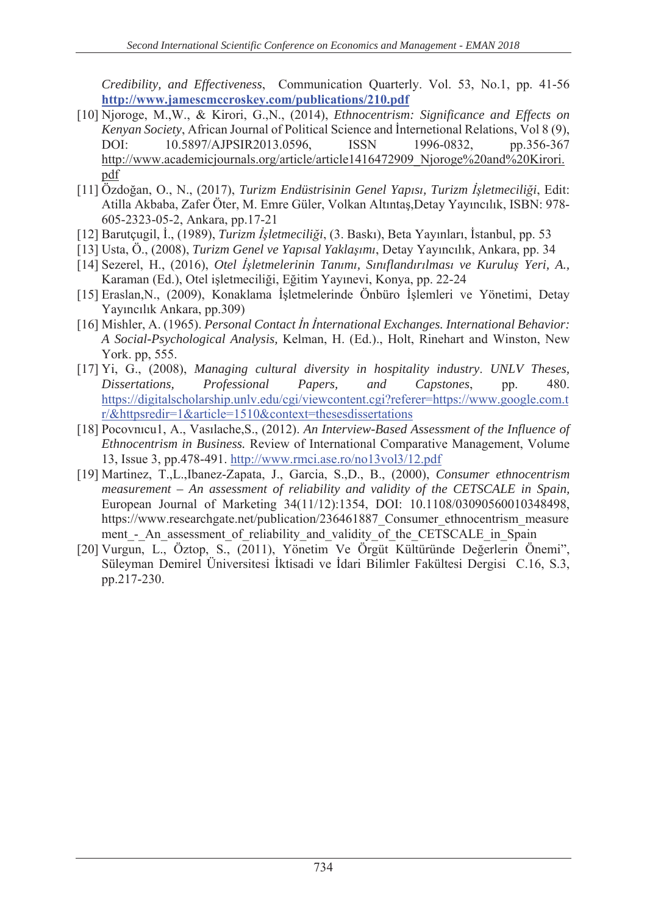*Credibility, and Effectiveness*, Communication Quarterly. Vol. 53, No.1, pp. 41-56 **http://www.jamescmccroskey.com/publications/210.pdf**

[10] Njoroge, M.,W., & Kirori, G.,N., (2014), *Ethnocentrism: Significance and Effects on Kenyan Society*, African Journal of Political Science and İnternetional Relations, Vol 8 (9), DOI: 10.5897/AJPSIR2013.0596, ISSN 1996-0832, pp.356-367 http://www.academicjournals.org/article/article1416472909_Njoroge%20and%20Kirori.pdf

[11] Özdoğan, O., N., (2017), *Turizm Endüstrisinin Genel Yapısı, Turizm İşletmeciliği*, Edit: Atilla Akbaba, Zafer Öter, M. Emre Güler, Volkan Altıntaş,Detay Yayıncılık, ISBN: 978-605-2323-05-2, Ankara, pp.17-21

[12] Barutçugil, İ., (1989), *Turizm İşletmeciliği*, (3. Baskı), Beta Yayınları, İstanbul, pp. 53

[13] Usta, Ö., (2008), *Turizm Genel ve Yapısal Yaklaşımı*, Detay Yayıncılık, Ankara, pp. 34

[14] Sezerel, H., (2016), *Otel İşletmelerinin Tanımı, Sınıflandırılması ve Kuruluş Yeri, A.,* Karaman (Ed.), Otel işletmeciliği, Eğitim Yayınevi, Konya, pp. 22-24

[15] Eraslan,N., (2009), Konaklama İşletmelerinde Önbüro İşlemleri ve Yönetimi, Detay Yayıncılık Ankara, pp.309)

[16] Mishler, A. (1965). *Personal Contact İn İnternational Exchanges. International Behavior: A Social-Psychological Analysis,* Kelman, H. (Ed.)., Holt, Rinehart and Winston, New York. pp, 555.

[17] Yi, G., (2008), *Managing cultural diversity in hospitality industry*. *UNLV Theses, Dissertations, Professional Papers, and Capstones*, pp. 480. https://digitalscholarship.unlv.edu/cgi/viewcontent.cgi?referer=https://www.google.com.tr/&httpsredir=1&article=1510&context=thesesdissertations

[18] Pocovnıcu1, A., Vasılache,S., (2012). *An Interview-Based Assessment of the Influence of Ethnocentrism in Business.* Review of International Comparative Management, Volume 13, Issue 3, pp.478-491. http://www.rmci.ase.ro/no13vol3/12.pdf

[19] Martinez, T.,L.,Ibanez-Zapata, J., Garcia, S.,D., B., (2000), *Consumer ethnocentrism measurement – An assessment of reliability and validity of the CETSCALE in Spain,* European Journal of Marketing 34(11/12):1354, DOI: 10.1108/03090560010348498, https://www.researchgate.net/publication/236461887_Consumer_ethnocentrism_measurement_-_An_assessment_of_reliability_and_validity_of_the_CETSCALE_in_Spain

[20] Vurgun, L., Öztop, S., (2011), Yönetim Ve Örgüt Kültüründe Değerlerin Önemi", Süleyman Demirel Üniversitesi İktisadi ve İdari Bilimler Fakültesi Dergisi C.16, S.3, pp.217-230.